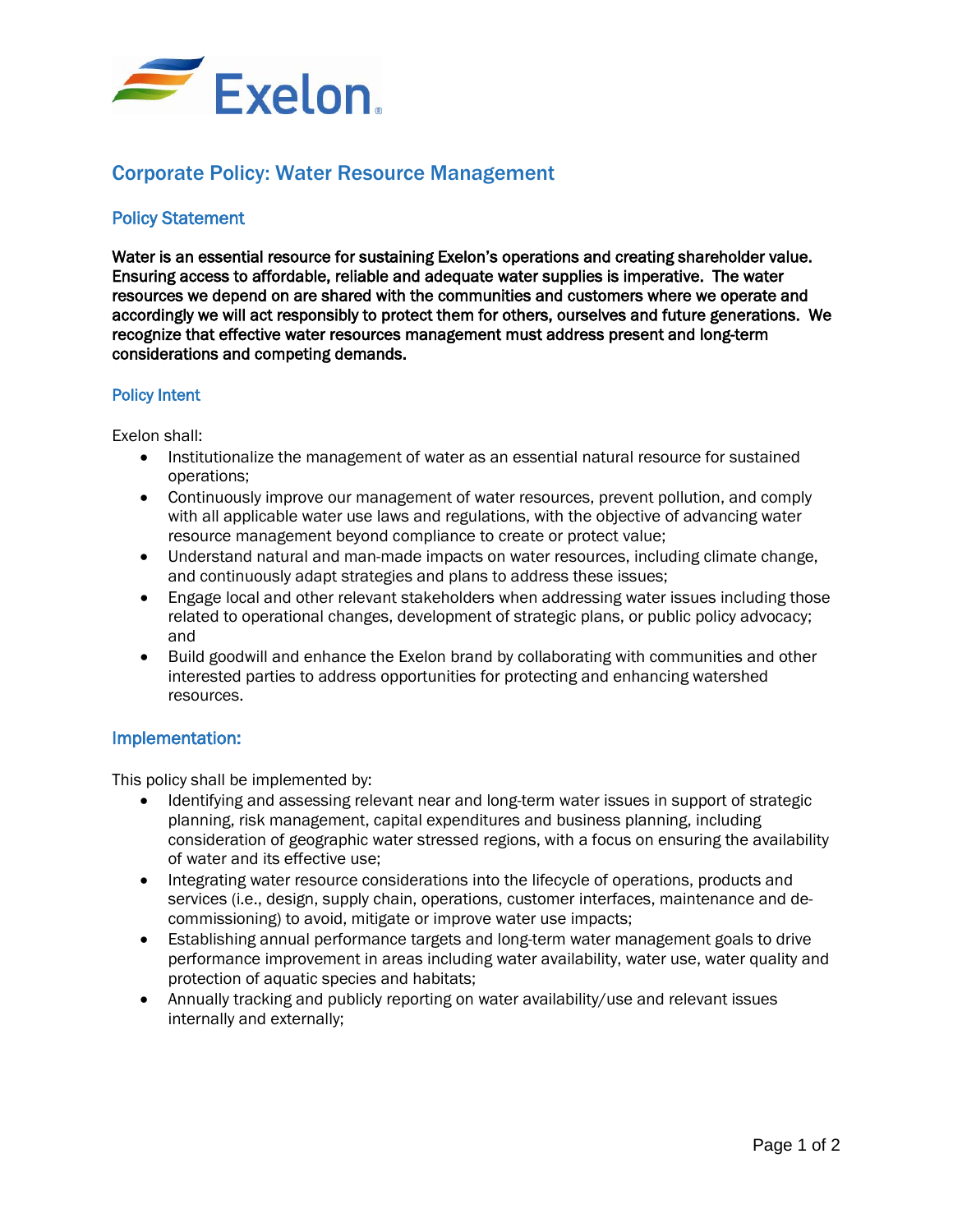# Corporate Policy: Water Resource Management

## Policy Statement

**Water is an essential resource for sustaining Exelon's operations and creating shareholder value. Ensuring access to affordable, reliable and adequate water supplies is imperative. The water resources we depend on are shared with the communities and customers where we operate and accordingly we will act responsibly to protect them for others, ourselves and future generations. We recognize that effective water resources management must address present and long-term considerations and competing demands.**

## Policy Intent

Exelon shall:

- Institutionalize the management of water as an essential natural resource for sustained operations;
- Continuously improve our management of water resources, prevent pollution, and comply with all applicable water use laws and regulations, with the objective of advancing water resource management beyond compliance to create or protect value;
- Understand natural and man-made impacts on water resources, including climate change, and continuously adapt strategies and plans to address these issues;
- Engage local and other relevant stakeholders when addressing water issues including those related to operational changes, development of strategic plans, or public policy advocacy; and
- Build goodwill and enhance the Exelon brand by collaborating with communities and other interested parties to address opportunities for protecting and enhancing watershed resources.

## Implementation:

This policy shall be implemented by:

- Identifying and assessing relevant near and long-term water issues in support of strategic planning, risk management, capital expenditures and business planning, including consideration of geographic water stressed regions, with a focus on ensuring the availability of water and its effective use;
- Integrating water resource considerations into the lifecycle of operations, products and services (i.e., design, supply chain, operations, customer interfaces, maintenance and de-commissioning) to avoid, mitigate or improve water use impacts;
- Establishing annual performance targets and long-term water management goals to drive performance improvement in areas including water availability, water use, water quality and protection of aquatic species and habitats;
- Annually tracking and publicly reporting on water availability/use and relevant issues internally and externally;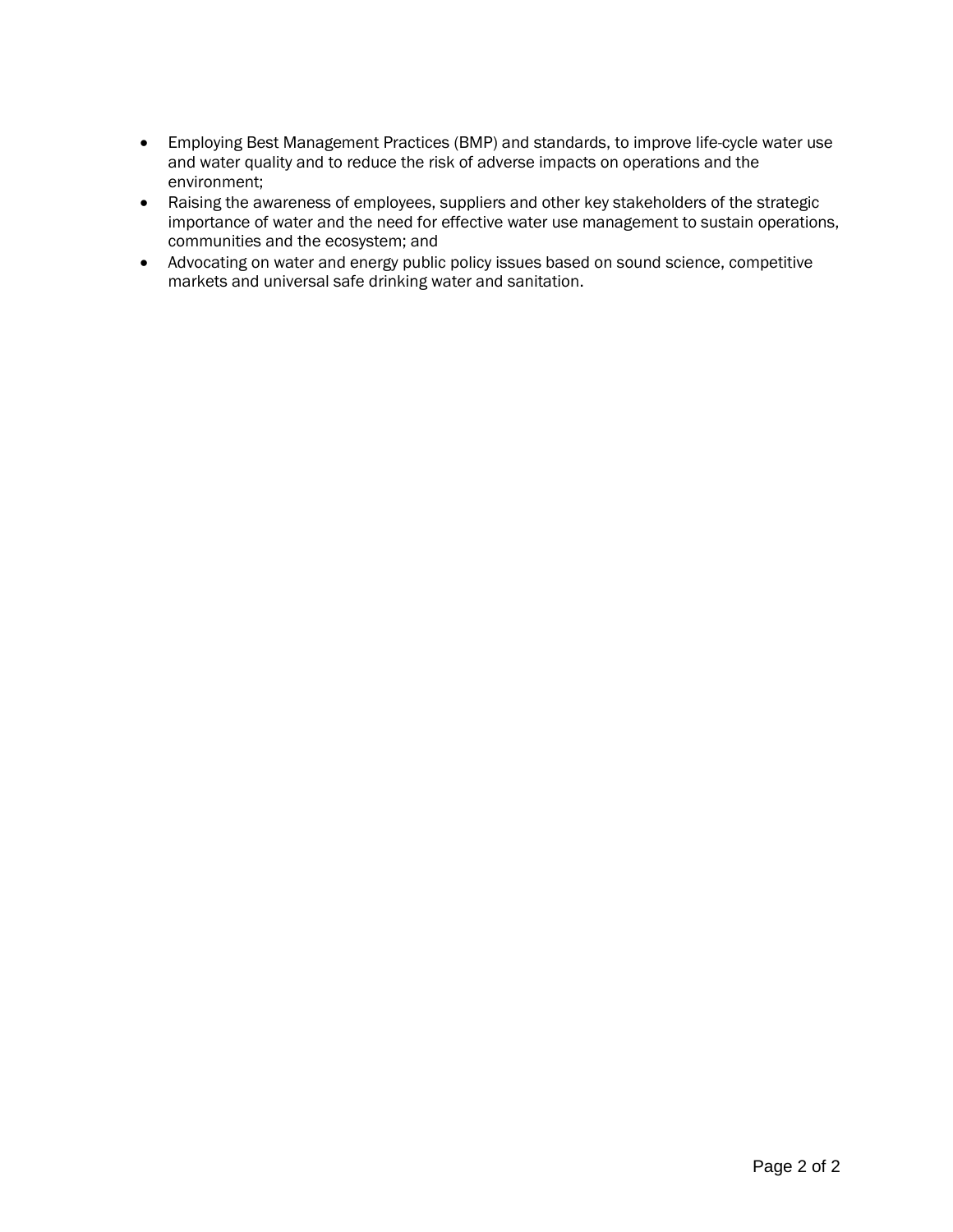- Employing Best Management Practices (BMP) and standards, to improve life-cycle water use and water quality and to reduce the risk of adverse impacts on operations and the environment;
- Raising the awareness of employees, suppliers and other key stakeholders of the strategic importance of water and the need for effective water use management to sustain operations, communities and the ecosystem; and
- Advocating on water and energy public policy issues based on sound science, competitive markets and universal safe drinking water and sanitation.